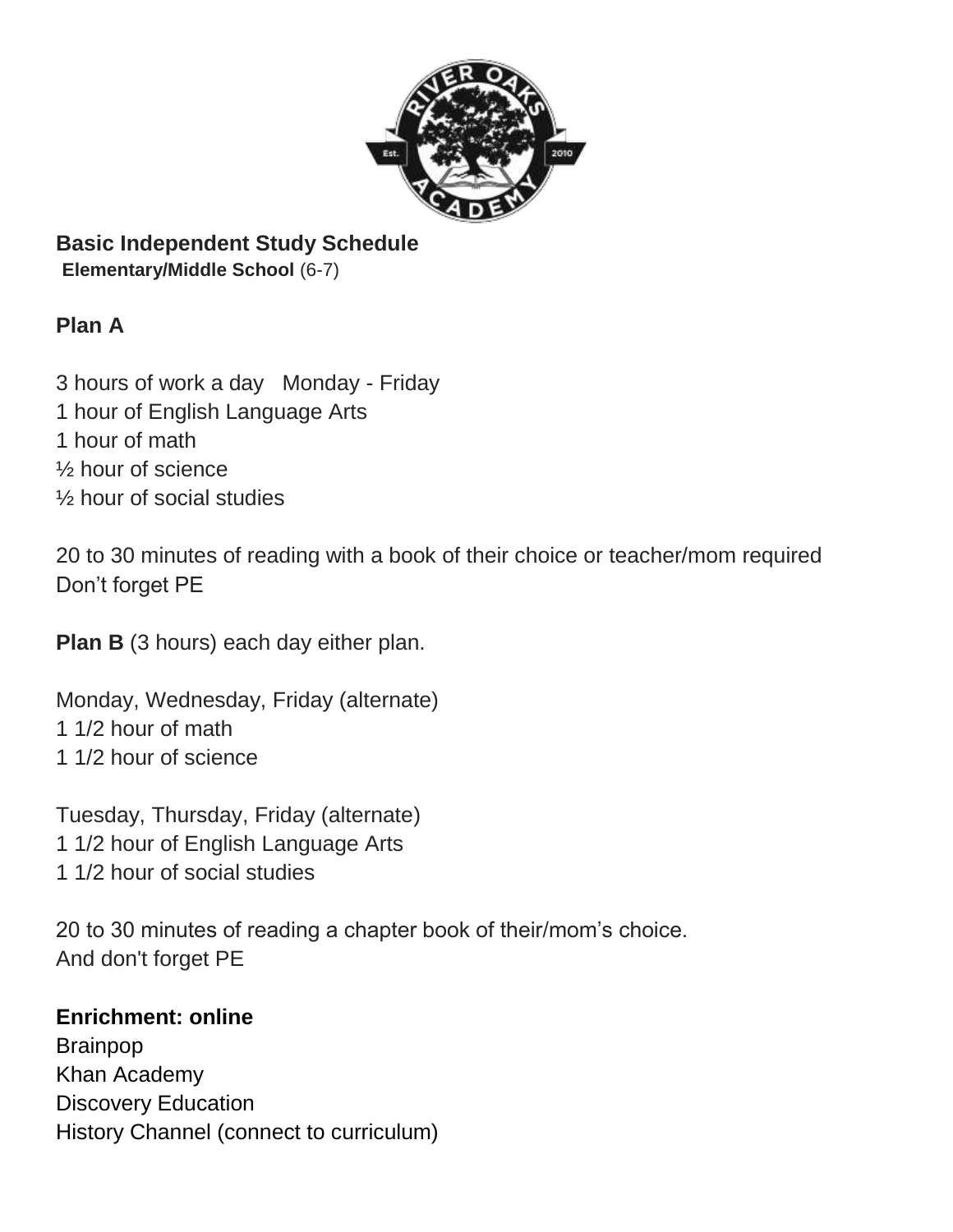## Basic Independent Study Schedule

**Elementary/Middle School** (6-7)

### Plan A

3 hours of work a day   Monday - Friday
1 hour of English Language Arts
1 hour of math
½ hour of science
½ hour of social studies

20 to 30 minutes of reading with a book of their choice or teacher/mom required
Don't forget PE

**Plan B** (3 hours) each day either plan.

Monday, Wednesday, Friday (alternate)
1 1/2 hour of math
1 1/2 hour of science

Tuesday, Thursday, Friday (alternate)
1 1/2 hour of English Language Arts
1 1/2 hour of social studies

20 to 30 minutes of reading a chapter book of their/mom's choice.
And don't forget PE

**Enrichment: online**
Brainpop
Khan Academy
Discovery Education
History Channel (connect to curriculum)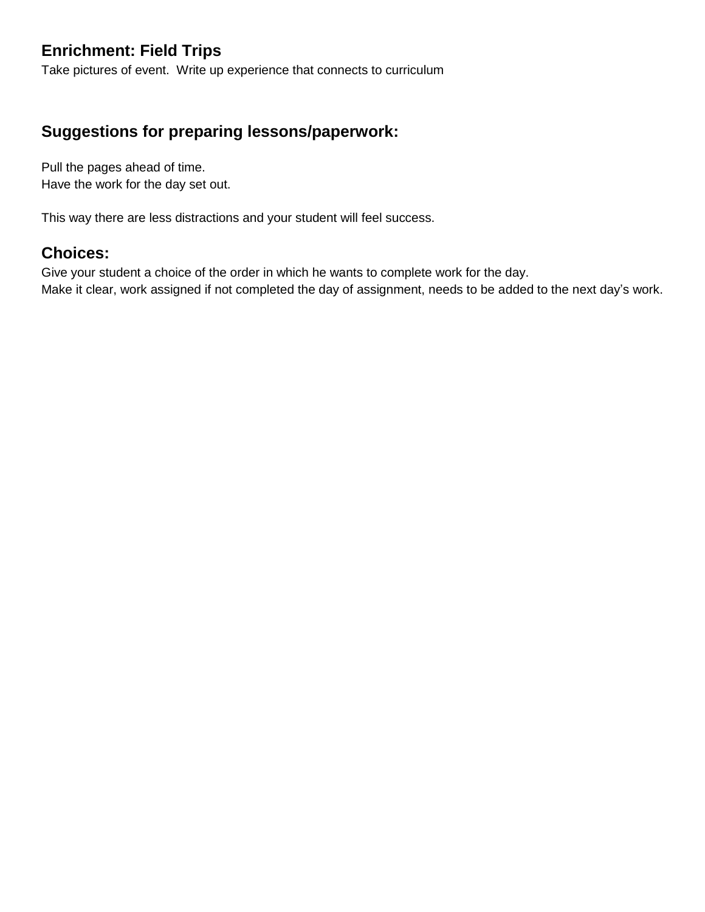## Enrichment: Field Trips

Take pictures of event. Write up experience that connects to curriculum

## Suggestions for preparing lessons/paperwork:

Pull the pages ahead of time.
Have the work for the day set out.

This way there are less distractions and your student will feel success.

## Choices:

Give your student a choice of the order in which he wants to complete work for the day.
Make it clear, work assigned if not completed the day of assignment, needs to be added to the next day's work.